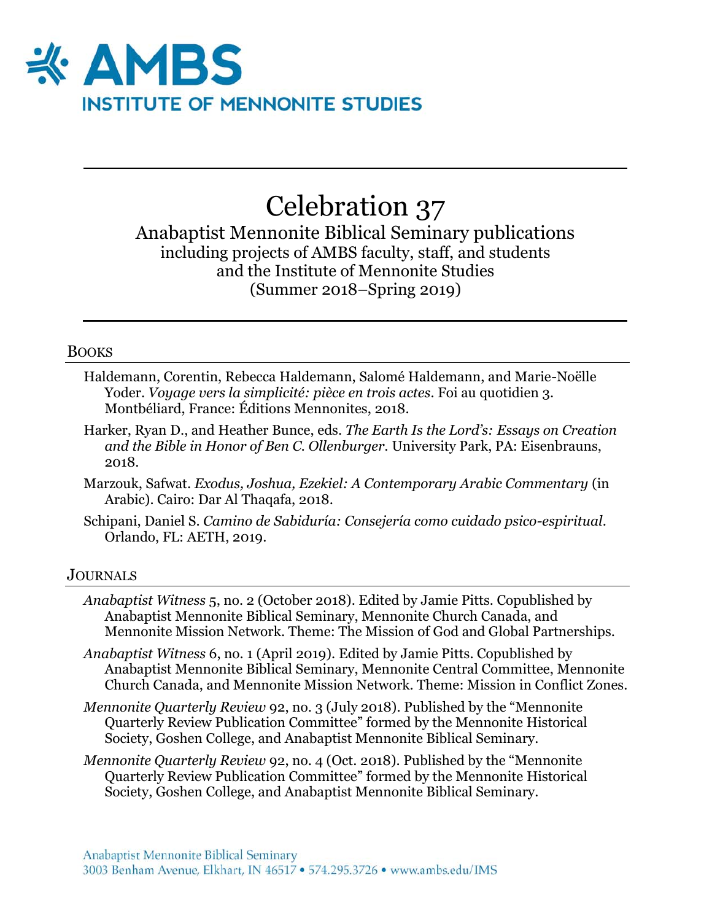AMBS

INSTITUTE OF MENNONITE STUDIES

# Celebration 37

Anabaptist Mennonite Biblical Seminary publications
including projects of AMBS faculty, staff, and students
and the Institute of Mennonite Studies
(Summer 2018–Spring 2019)

## Books

Haldemann, Corentin, Rebecca Haldemann, Salomé Haldemann, and Marie-Noëlle Yoder. *Voyage vers la simplicité: pièce en trois actes*. Foi au quotidien 3. Montbéliard, France: Éditions Mennonites, 2018.

Harker, Ryan D., and Heather Bunce, eds. *The Earth Is the Lord's: Essays on Creation and the Bible in Honor of Ben C. Ollenburger*. University Park, PA: Eisenbrauns, 2018.

Marzouk, Safwat. *Exodus, Joshua, Ezekiel: A Contemporary Arabic Commentary* (in Arabic). Cairo: Dar Al Thaqafa, 2018.

Schipani, Daniel S. *Camino de Sabiduría: Consejería como cuidado psico-espiritual*. Orlando, FL: AETH, 2019.

## Journals

*Anabaptist Witness* 5, no. 2 (October 2018). Edited by Jamie Pitts. Copublished by Anabaptist Mennonite Biblical Seminary, Mennonite Church Canada, and Mennonite Mission Network. Theme: The Mission of God and Global Partnerships.

*Anabaptist Witness* 6, no. 1 (April 2019). Edited by Jamie Pitts. Copublished by Anabaptist Mennonite Biblical Seminary, Mennonite Central Committee, Mennonite Church Canada, and Mennonite Mission Network. Theme: Mission in Conflict Zones.

*Mennonite Quarterly Review* 92, no. 3 (July 2018). Published by the "Mennonite Quarterly Review Publication Committee" formed by the Mennonite Historical Society, Goshen College, and Anabaptist Mennonite Biblical Seminary.

*Mennonite Quarterly Review* 92, no. 4 (Oct. 2018). Published by the "Mennonite Quarterly Review Publication Committee" formed by the Mennonite Historical Society, Goshen College, and Anabaptist Mennonite Biblical Seminary.

Anabaptist Mennonite Biblical Seminary
3003 Benham Avenue, Elkhart, IN 46517 • 574.295.3726 • www.ambs.edu/IMS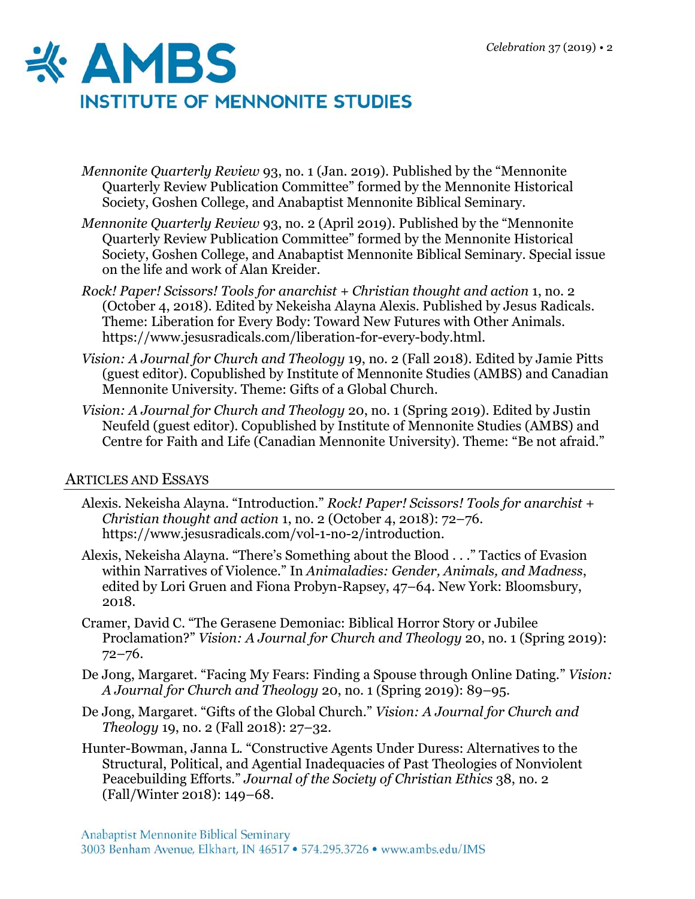*Mennonite Quarterly Review* 93, no. 1 (Jan. 2019). Published by the "Mennonite Quarterly Review Publication Committee" formed by the Mennonite Historical Society, Goshen College, and Anabaptist Mennonite Biblical Seminary.

*Mennonite Quarterly Review* 93, no. 2 (April 2019). Published by the "Mennonite Quarterly Review Publication Committee" formed by the Mennonite Historical Society, Goshen College, and Anabaptist Mennonite Biblical Seminary. Special issue on the life and work of Alan Kreider.

*Rock! Paper! Scissors! Tools for anarchist + Christian thought and action* 1, no. 2 (October 4, 2018). Edited by Nekeisha Alayna Alexis. Published by Jesus Radicals. Theme: Liberation for Every Body: Toward New Futures with Other Animals. https://www.jesusradicals.com/liberation-for-every-body.html.

*Vision: A Journal for Church and Theology* 19, no. 2 (Fall 2018). Edited by Jamie Pitts (guest editor). Copublished by Institute of Mennonite Studies (AMBS) and Canadian Mennonite University. Theme: Gifts of a Global Church.

*Vision: A Journal for Church and Theology* 20, no. 1 (Spring 2019). Edited by Justin Neufeld (guest editor). Copublished by Institute of Mennonite Studies (AMBS) and Centre for Faith and Life (Canadian Mennonite University). Theme: "Be not afraid."

## Articles and Essays

Alexis. Nekeisha Alayna. "Introduction." *Rock! Paper! Scissors! Tools for anarchist + Christian thought and action* 1, no. 2 (October 4, 2018): 72–76. https://www.jesusradicals.com/vol-1-no-2/introduction.

Alexis, Nekeisha Alayna. "There's Something about the Blood . . ." Tactics of Evasion within Narratives of Violence." In *Animaladies: Gender, Animals, and Madness*, edited by Lori Gruen and Fiona Probyn-Rapsey, 47–64. New York: Bloomsbury, 2018.

Cramer, David C. "The Gerasene Demoniac: Biblical Horror Story or Jubilee Proclamation?" *Vision: A Journal for Church and Theology* 20, no. 1 (Spring 2019): 72–76.

De Jong, Margaret. "Facing My Fears: Finding a Spouse through Online Dating." *Vision: A Journal for Church and Theology* 20, no. 1 (Spring 2019): 89–95.

De Jong, Margaret. "Gifts of the Global Church." *Vision: A Journal for Church and Theology* 19, no. 2 (Fall 2018): 27–32.

Hunter-Bowman, Janna L. "Constructive Agents Under Duress: Alternatives to the Structural, Political, and Agential Inadequacies of Past Theologies of Nonviolent Peacebuilding Efforts." *Journal of the Society of Christian Ethics* 38, no. 2 (Fall/Winter 2018): 149–68.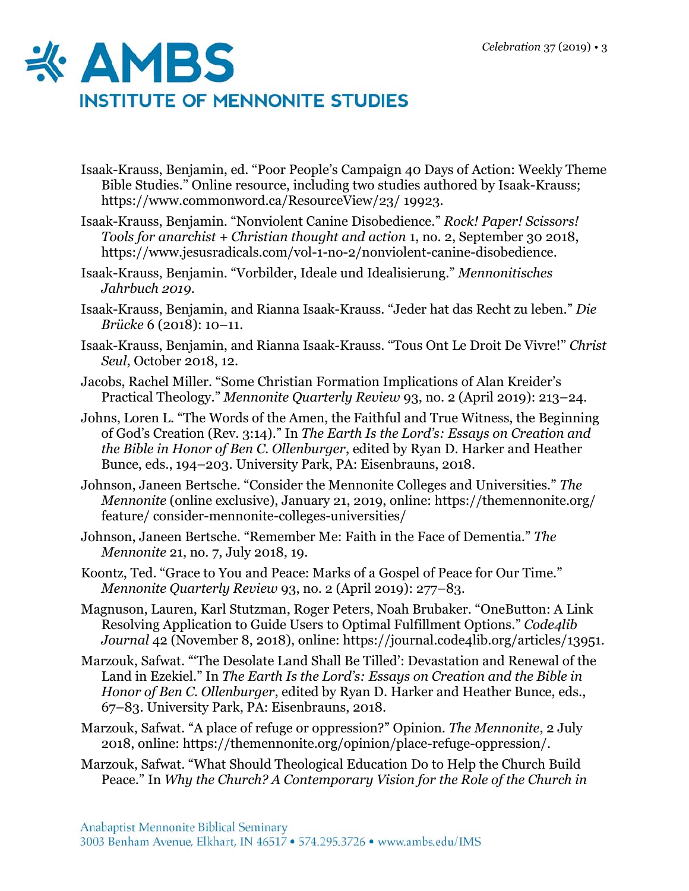Isaak-Krauss, Benjamin, ed. "Poor People's Campaign 40 Days of Action: Weekly Theme Bible Studies." Online resource, including two studies authored by Isaak-Krauss; https://www.commonword.ca/ResourceView/23/ 19923.

Isaak-Krauss, Benjamin. "Nonviolent Canine Disobedience." *Rock! Paper! Scissors! Tools for anarchist + Christian thought and action* 1, no. 2, September 30 2018, https://www.jesusradicals.com/vol-1-no-2/nonviolent-canine-disobedience.

Isaak-Krauss, Benjamin. "Vorbilder, Ideale und Idealisierung." *Mennonitisches Jahrbuch 2019*.

Isaak-Krauss, Benjamin, and Rianna Isaak-Krauss. "Jeder hat das Recht zu leben." *Die Brücke* 6 (2018): 10–11.

Isaak-Krauss, Benjamin, and Rianna Isaak-Krauss. "Tous Ont Le Droit De Vivre!" *Christ Seul*, October 2018, 12.

Jacobs, Rachel Miller. "Some Christian Formation Implications of Alan Kreider's Practical Theology." *Mennonite Quarterly Review* 93, no. 2 (April 2019): 213–24.

Johns, Loren L. "The Words of the Amen, the Faithful and True Witness, the Beginning of God's Creation (Rev. 3:14)." In *The Earth Is the Lord's: Essays on Creation and the Bible in Honor of Ben C. Ollenburger*, edited by Ryan D. Harker and Heather Bunce, eds., 194–203. University Park, PA: Eisenbrauns, 2018.

Johnson, Janeen Bertsche. "Consider the Mennonite Colleges and Universities." *The Mennonite* (online exclusive), January 21, 2019, online: https://themennonite.org/ feature/ consider-mennonite-colleges-universities/

Johnson, Janeen Bertsche. "Remember Me: Faith in the Face of Dementia." *The Mennonite* 21, no. 7, July 2018, 19.

Koontz, Ted. "Grace to You and Peace: Marks of a Gospel of Peace for Our Time." *Mennonite Quarterly Review* 93, no. 2 (April 2019): 277–83.

Magnuson, Lauren, Karl Stutzman, Roger Peters, Noah Brubaker. "OneButton: A Link Resolving Application to Guide Users to Optimal Fulfillment Options." *Code4lib Journal* 42 (November 8, 2018), online: https://journal.code4lib.org/articles/13951.

Marzouk, Safwat. "'The Desolate Land Shall Be Tilled': Devastation and Renewal of the Land in Ezekiel." In *The Earth Is the Lord's: Essays on Creation and the Bible in Honor of Ben C. Ollenburger*, edited by Ryan D. Harker and Heather Bunce, eds., 67–83. University Park, PA: Eisenbrauns, 2018.

Marzouk, Safwat. "A place of refuge or oppression?" Opinion. *The Mennonite*, 2 July 2018, online: https://themennonite.org/opinion/place-refuge-oppression/.

Marzouk, Safwat. "What Should Theological Education Do to Help the Church Build Peace." In *Why the Church? A Contemporary Vision for the Role of the Church in*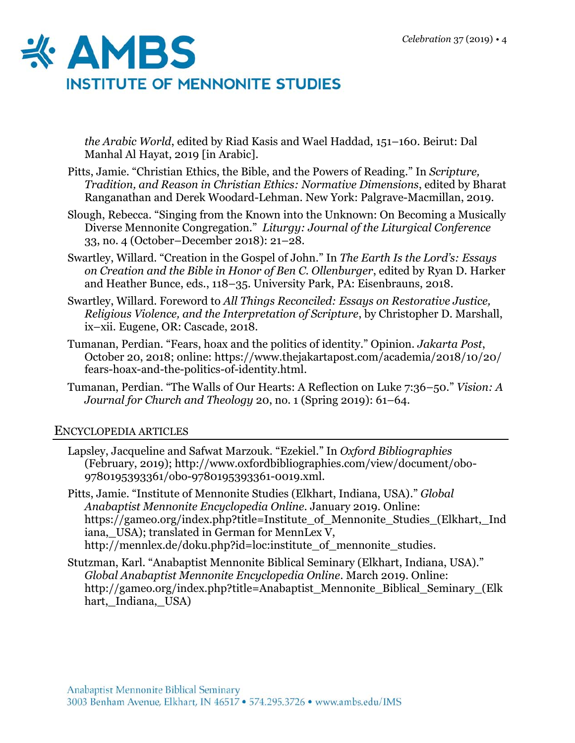*the Arabic World*, edited by Riad Kasis and Wael Haddad, 151–160. Beirut: Dal Manhal Al Hayat, 2019 [in Arabic].

Pitts, Jamie. "Christian Ethics, the Bible, and the Powers of Reading." In *Scripture, Tradition, and Reason in Christian Ethics: Normative Dimensions*, edited by Bharat Ranganathan and Derek Woodard-Lehman. New York: Palgrave-Macmillan, 2019.

Slough, Rebecca. "Singing from the Known into the Unknown: On Becoming a Musically Diverse Mennonite Congregation." *Liturgy: Journal of the Liturgical Conference* 33, no. 4 (October–December 2018): 21–28.

Swartley, Willard. "Creation in the Gospel of John." In *The Earth Is the Lord's: Essays on Creation and the Bible in Honor of Ben C. Ollenburger*, edited by Ryan D. Harker and Heather Bunce, eds., 118–35. University Park, PA: Eisenbrauns, 2018.

Swartley, Willard. Foreword to *All Things Reconciled: Essays on Restorative Justice, Religious Violence, and the Interpretation of Scripture*, by Christopher D. Marshall, ix–xii. Eugene, OR: Cascade, 2018.

Tumanan, Perdian. "Fears, hoax and the politics of identity." Opinion. *Jakarta Post*, October 20, 2018; online: https://www.thejakartapost.com/academia/2018/10/20/fears-hoax-and-the-politics-of-identity.html.

Tumanan, Perdian. "The Walls of Our Hearts: A Reflection on Luke 7:36–50." *Vision: A Journal for Church and Theology* 20, no. 1 (Spring 2019): 61–64.

## Encyclopedia Articles

Lapsley, Jacqueline and Safwat Marzouk. "Ezekiel." In *Oxford Bibliographies* (February, 2019); http://www.oxfordbibliographies.com/view/document/obo-9780195393361/obo-9780195393361-0019.xml.

Pitts, Jamie. "Institute of Mennonite Studies (Elkhart, Indiana, USA)." *Global Anabaptist Mennonite Encyclopedia Online*. January 2019. Online: https://gameo.org/index.php?title=Institute_of_Mennonite_Studies_(Elkhart,_Indiana,_USA); translated in German for MennLex V, http://mennlex.de/doku.php?id=loc:institute_of_mennonite_studies.

Stutzman, Karl. "Anabaptist Mennonite Biblical Seminary (Elkhart, Indiana, USA)." *Global Anabaptist Mennonite Encyclopedia Online*. March 2019. Online: http://gameo.org/index.php?title=Anabaptist_Mennonite_Biblical_Seminary_(Elkhart,_Indiana,_USA)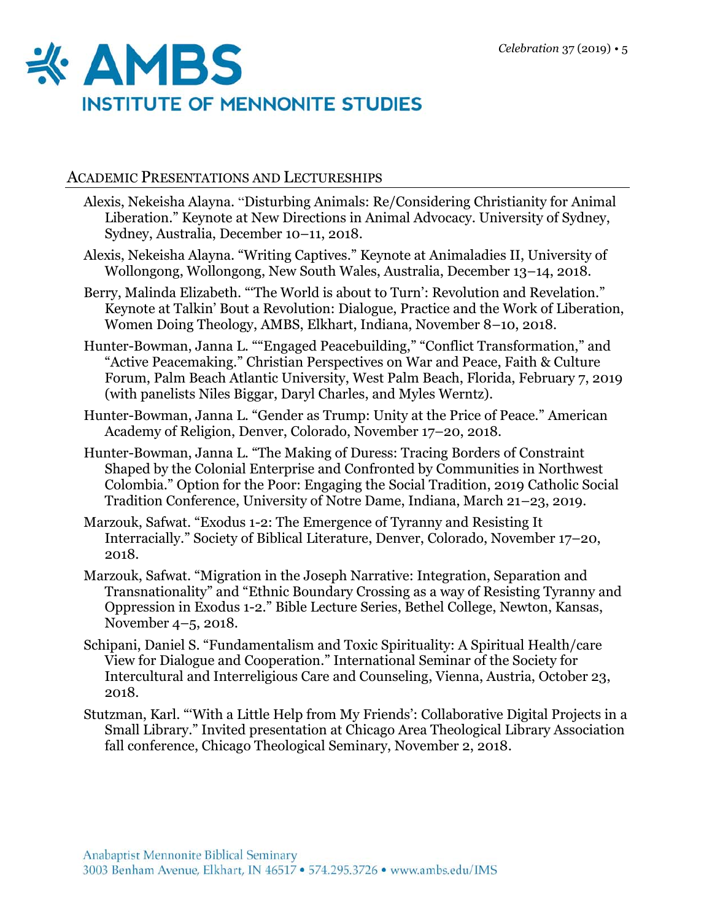# AMBS

## INSTITUTE OF MENNONITE STUDIES

### Academic Presentations and Lectureships

Alexis, Nekeisha Alayna. "Disturbing Animals: Re/Considering Christianity for Animal Liberation." Keynote at New Directions in Animal Advocacy. University of Sydney, Sydney, Australia, December 10–11, 2018.

Alexis, Nekeisha Alayna. "Writing Captives." Keynote at Animaladies II, University of Wollongong, Wollongong, New South Wales, Australia, December 13–14, 2018.

Berry, Malinda Elizabeth. "'The World is about to Turn': Revolution and Revelation." Keynote at Talkin' Bout a Revolution: Dialogue, Practice and the Work of Liberation, Women Doing Theology, AMBS, Elkhart, Indiana, November 8–10, 2018.

Hunter-Bowman, Janna L. ""Engaged Peacebuilding," "Conflict Transformation," and "Active Peacemaking." Christian Perspectives on War and Peace, Faith & Culture Forum, Palm Beach Atlantic University, West Palm Beach, Florida, February 7, 2019 (with panelists Niles Biggar, Daryl Charles, and Myles Werntz).

Hunter-Bowman, Janna L. "Gender as Trump: Unity at the Price of Peace." American Academy of Religion, Denver, Colorado, November 17–20, 2018.

Hunter-Bowman, Janna L. "The Making of Duress: Tracing Borders of Constraint Shaped by the Colonial Enterprise and Confronted by Communities in Northwest Colombia." Option for the Poor: Engaging the Social Tradition, 2019 Catholic Social Tradition Conference, University of Notre Dame, Indiana, March 21–23, 2019.

Marzouk, Safwat. "Exodus 1-2: The Emergence of Tyranny and Resisting It Interracially." Society of Biblical Literature, Denver, Colorado, November 17–20, 2018.

Marzouk, Safwat. "Migration in the Joseph Narrative: Integration, Separation and Transnationality" and "Ethnic Boundary Crossing as a way of Resisting Tyranny and Oppression in Exodus 1-2." Bible Lecture Series, Bethel College, Newton, Kansas, November 4–5, 2018.

Schipani, Daniel S. "Fundamentalism and Toxic Spirituality: A Spiritual Health/care View for Dialogue and Cooperation." International Seminar of the Society for Intercultural and Interreligious Care and Counseling, Vienna, Austria, October 23, 2018.

Stutzman, Karl. "'With a Little Help from My Friends': Collaborative Digital Projects in a Small Library." Invited presentation at Chicago Area Theological Library Association fall conference, Chicago Theological Seminary, November 2, 2018.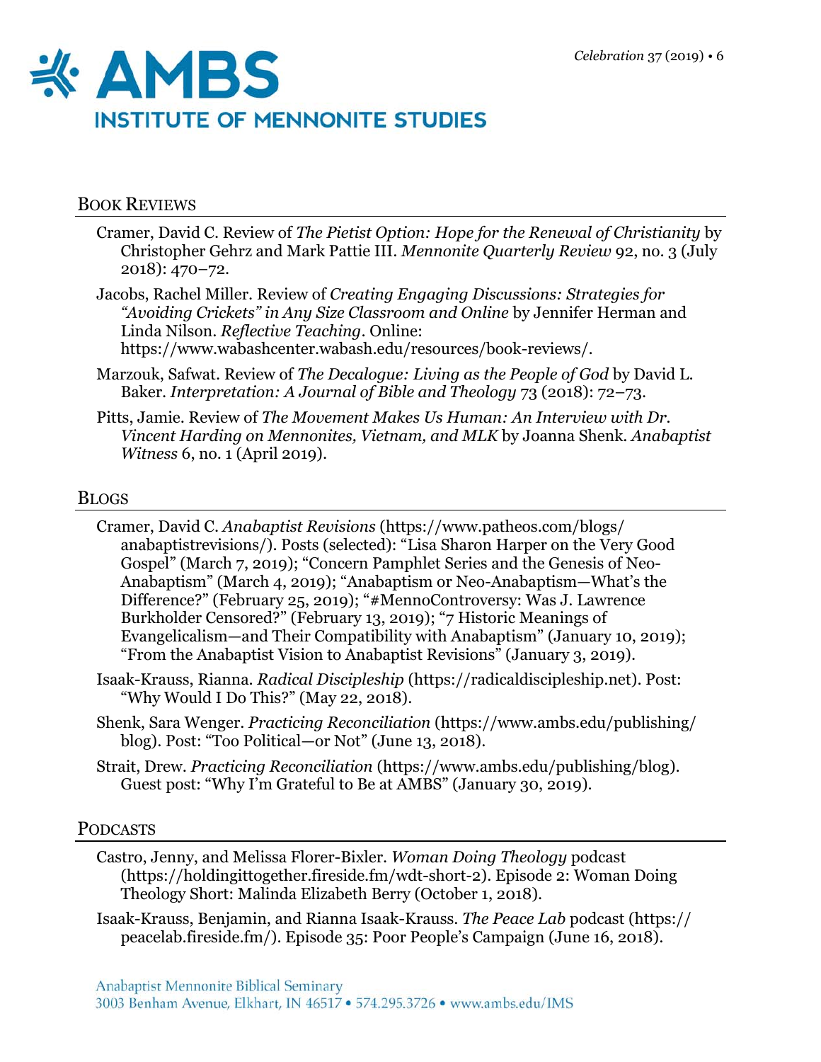## Book Reviews

Cramer, David C. Review of *The Pietist Option: Hope for the Renewal of Christianity* by Christopher Gehrz and Mark Pattie III. *Mennonite Quarterly Review* 92, no. 3 (July 2018): 470–72.

Jacobs, Rachel Miller. Review of *Creating Engaging Discussions: Strategies for "Avoiding Crickets" in Any Size Classroom and Online* by Jennifer Herman and Linda Nilson. *Reflective Teaching*. Online: https://www.wabashcenter.wabash.edu/resources/book-reviews/.

Marzouk, Safwat. Review of *The Decalogue: Living as the People of God* by David L. Baker. *Interpretation: A Journal of Bible and Theology* 73 (2018): 72–73.

Pitts, Jamie. Review of *The Movement Makes Us Human: An Interview with Dr. Vincent Harding on Mennonites, Vietnam, and MLK* by Joanna Shenk. *Anabaptist Witness* 6, no. 1 (April 2019).

## Blogs

Cramer, David C. *Anabaptist Revisions* (https://www.patheos.com/blogs/anabaptistrevisions/). Posts (selected): "Lisa Sharon Harper on the Very Good Gospel" (March 7, 2019); "Concern Pamphlet Series and the Genesis of Neo-Anabaptism" (March 4, 2019); "Anabaptism or Neo-Anabaptism—What's the Difference?" (February 25, 2019); "#MennoControversy: Was J. Lawrence Burkholder Censored?" (February 13, 2019); "7 Historic Meanings of Evangelicalism—and Their Compatibility with Anabaptism" (January 10, 2019); "From the Anabaptist Vision to Anabaptist Revisions" (January 3, 2019).

Isaak-Krauss, Rianna. *Radical Discipleship* (https://radicaldiscipleship.net). Post: "Why Would I Do This?" (May 22, 2018).

Shenk, Sara Wenger. *Practicing Reconciliation* (https://www.ambs.edu/publishing/blog). Post: "Too Political—or Not" (June 13, 2018).

Strait, Drew. *Practicing Reconciliation* (https://www.ambs.edu/publishing/blog). Guest post: "Why I'm Grateful to Be at AMBS" (January 30, 2019).

## Podcasts

Castro, Jenny, and Melissa Florer-Bixler. *Woman Doing Theology* podcast (https://holdingittogether.fireside.fm/wdt-short-2). Episode 2: Woman Doing Theology Short: Malinda Elizabeth Berry (October 1, 2018).

Isaak-Krauss, Benjamin, and Rianna Isaak-Krauss. *The Peace Lab* podcast (https://peacelab.fireside.fm/). Episode 35: Poor People's Campaign (June 16, 2018).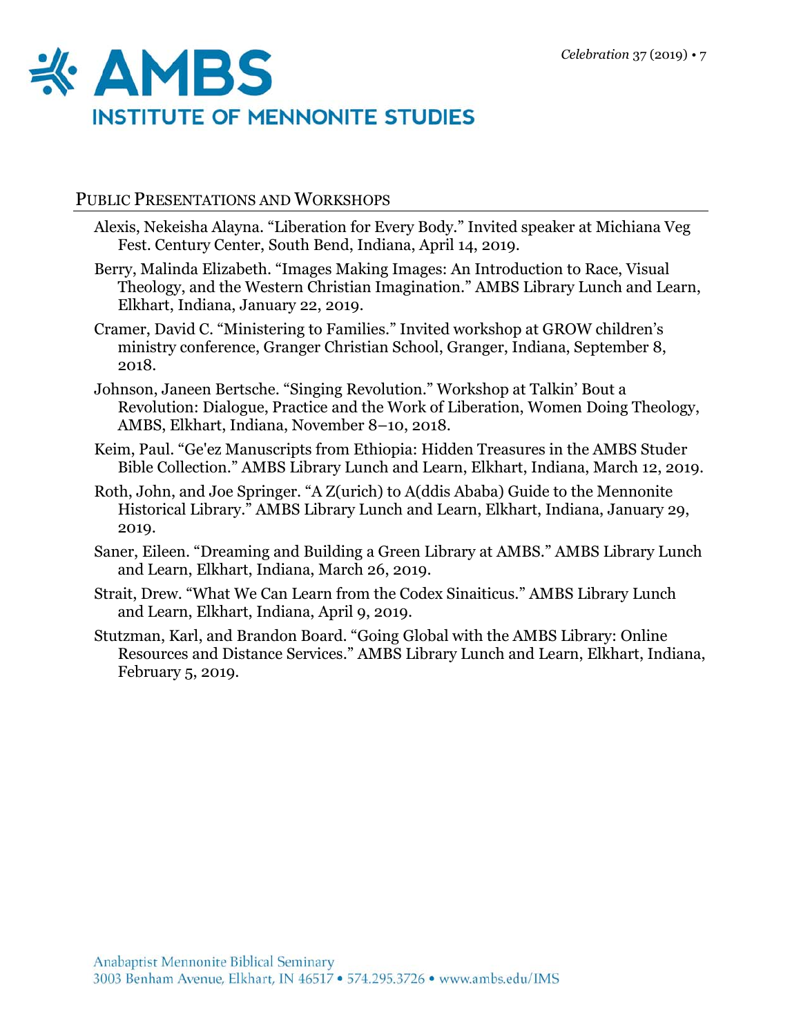# AMBS INSTITUTE OF MENNONITE STUDIES

## Public Presentations and Workshops

Alexis, Nekeisha Alayna. "Liberation for Every Body." Invited speaker at Michiana Veg Fest. Century Center, South Bend, Indiana, April 14, 2019.

Berry, Malinda Elizabeth. "Images Making Images: An Introduction to Race, Visual Theology, and the Western Christian Imagination." AMBS Library Lunch and Learn, Elkhart, Indiana, January 22, 2019.

Cramer, David C. "Ministering to Families." Invited workshop at GROW children's ministry conference, Granger Christian School, Granger, Indiana, September 8, 2018.

Johnson, Janeen Bertsche. "Singing Revolution." Workshop at Talkin' Bout a Revolution: Dialogue, Practice and the Work of Liberation, Women Doing Theology, AMBS, Elkhart, Indiana, November 8–10, 2018.

Keim, Paul. "Ge'ez Manuscripts from Ethiopia: Hidden Treasures in the AMBS Studer Bible Collection." AMBS Library Lunch and Learn, Elkhart, Indiana, March 12, 2019.

Roth, John, and Joe Springer. "A Z(urich) to A(ddis Ababa) Guide to the Mennonite Historical Library." AMBS Library Lunch and Learn, Elkhart, Indiana, January 29, 2019.

Saner, Eileen. "Dreaming and Building a Green Library at AMBS." AMBS Library Lunch and Learn, Elkhart, Indiana, March 26, 2019.

Strait, Drew. "What We Can Learn from the Codex Sinaiticus." AMBS Library Lunch and Learn, Elkhart, Indiana, April 9, 2019.

Stutzman, Karl, and Brandon Board. "Going Global with the AMBS Library: Online Resources and Distance Services." AMBS Library Lunch and Learn, Elkhart, Indiana, February 5, 2019.

Anabaptist Mennonite Biblical Seminary
3003 Benham Avenue, Elkhart, IN 46517 • 574.295.3726 • www.ambs.edu/IMS